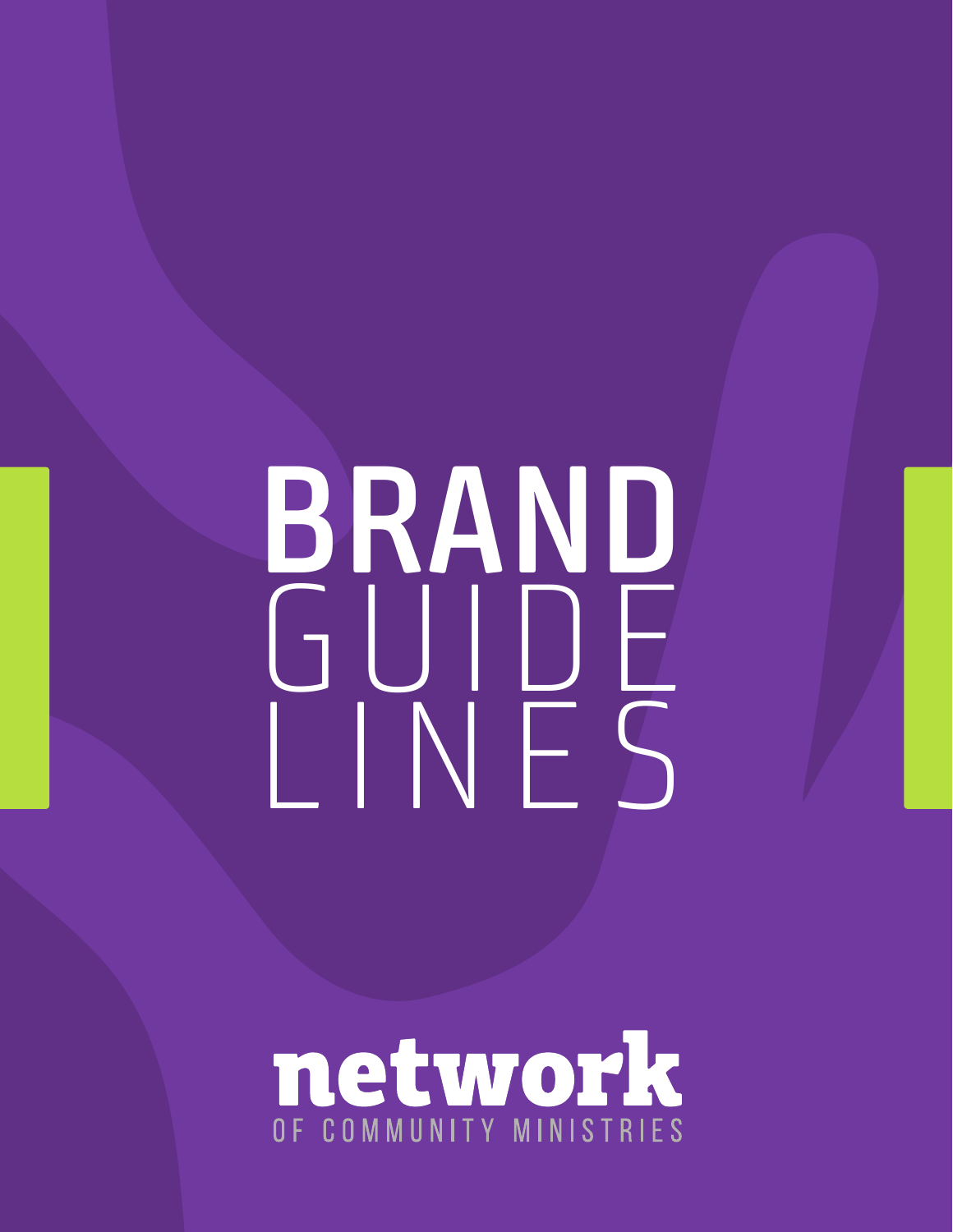# BRAND GUIDELINES

network

OF COMMUNITY MINISTRIES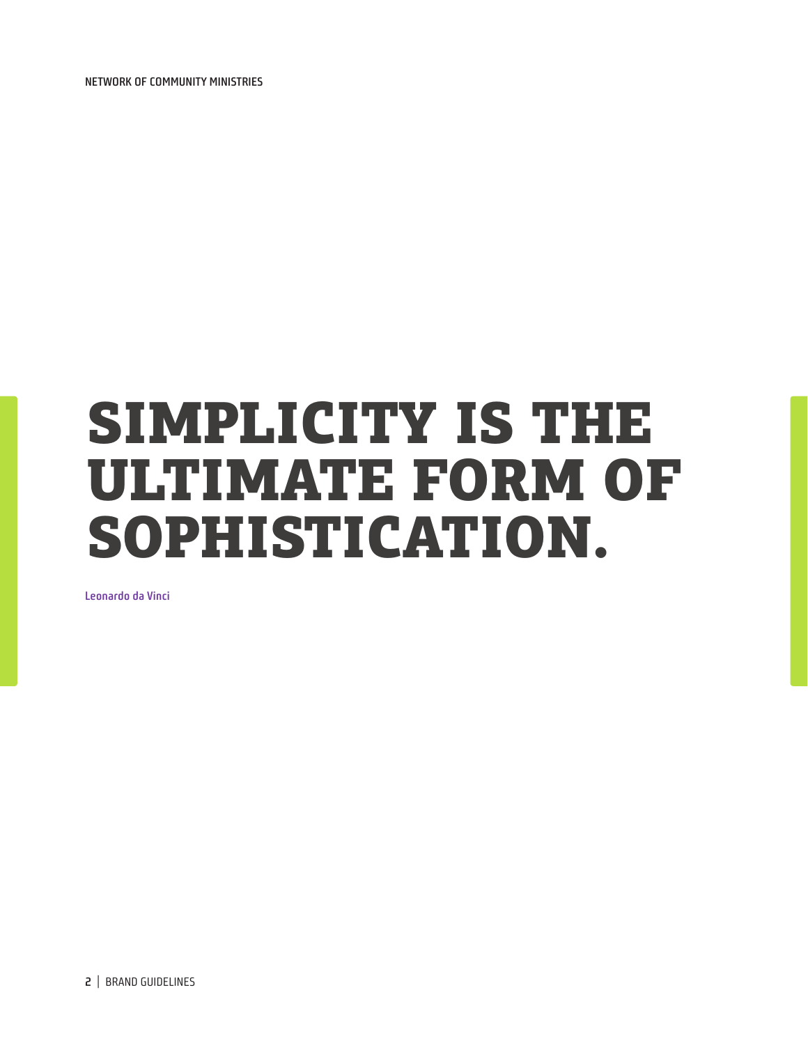# SIMPLICITY IS THE ULTIMATE FORM OF SOPHISTICATION.

Leonardo da Vinci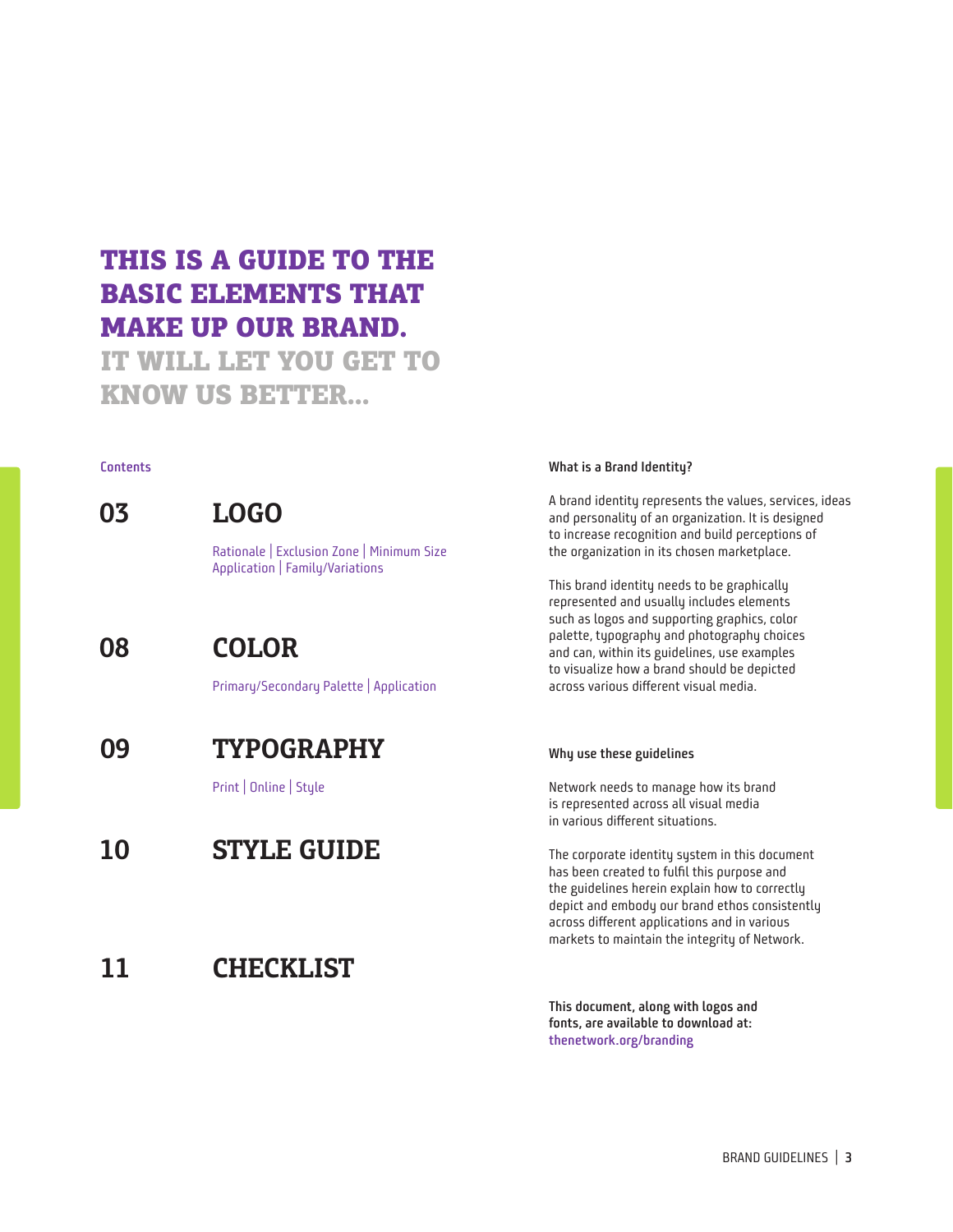# THIS IS A GUIDE TO THE BASIC ELEMENTS THAT MAKE UP OUR BRAND.

## IT WILL LET YOU GET TO KNOW US BETTER...

Contents

**03 LOGO**

Rationale | Exclusion Zone | Minimum Size
Application | Family/Variations

**08 COLOR**

Primary/Secondary Palette | Application

**09 TYPOGRAPHY**

Print | Online | Style

**10 STYLE GUIDE**

**11 CHECKLIST**

### What is a Brand Identity?

A brand identity represents the values, services, ideas and personality of an organization. It is designed to increase recognition and build perceptions of the organization in its chosen marketplace.

This brand identity needs to be graphically represented and usually includes elements such as logos and supporting graphics, color palette, typography and photography choices and can, within its guidelines, use examples to visualize how a brand should be depicted across various different visual media.

### Why use these guidelines

Network needs to manage how its brand is represented across all visual media in various different situations.

The corporate identity system in this document has been created to fulfil this purpose and the guidelines herein explain how to correctly depict and embody our brand ethos consistently across different applications and in various markets to maintain the integrity of Network.

**This document, along with logos and fonts, are available to download at:**
**thenetwork.org/branding**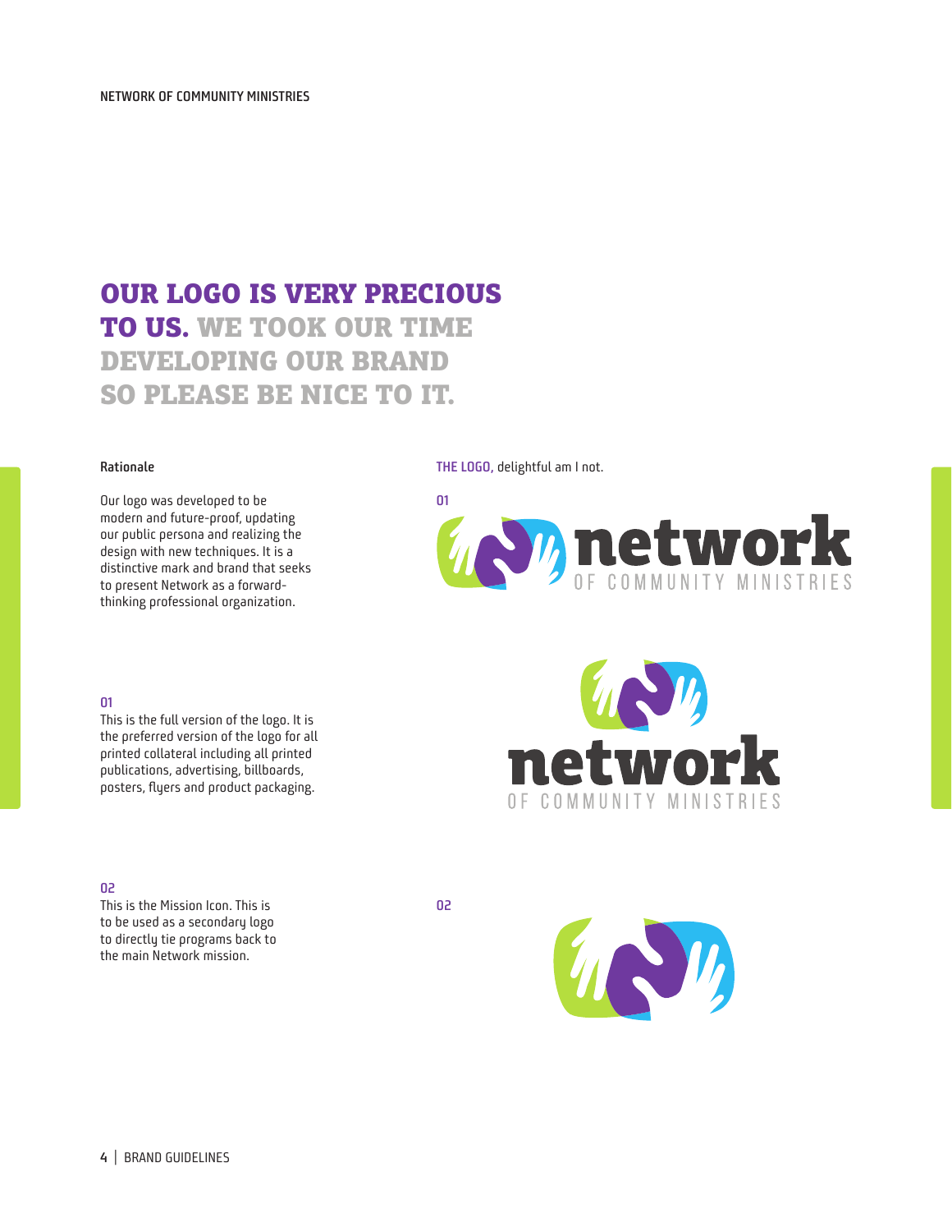# OUR LOGO IS VERY PRECIOUS TO US. WE TOOK OUR TIME DEVELOPING OUR BRAND SO PLEASE BE NICE TO IT.

**Rationale**

Our logo was developed to be modern and future-proof, updating our public persona and realizing the design with new techniques. It is a distinctive mark and brand that seeks to present Network as a forward-thinking professional organization.

**01**

This is the full version of the logo. It is the preferred version of the logo for all printed collateral including all printed publications, advertising, billboards, posters, flyers and product packaging.

**02**

This is the Mission Icon. This is to be used as a secondary logo to directly tie programs back to the main Network mission.

**THE LOGO,** delightful am I not.

**01**

network
OF COMMUNITY MINISTRIES

network
OF COMMUNITY MINISTRIES

**02**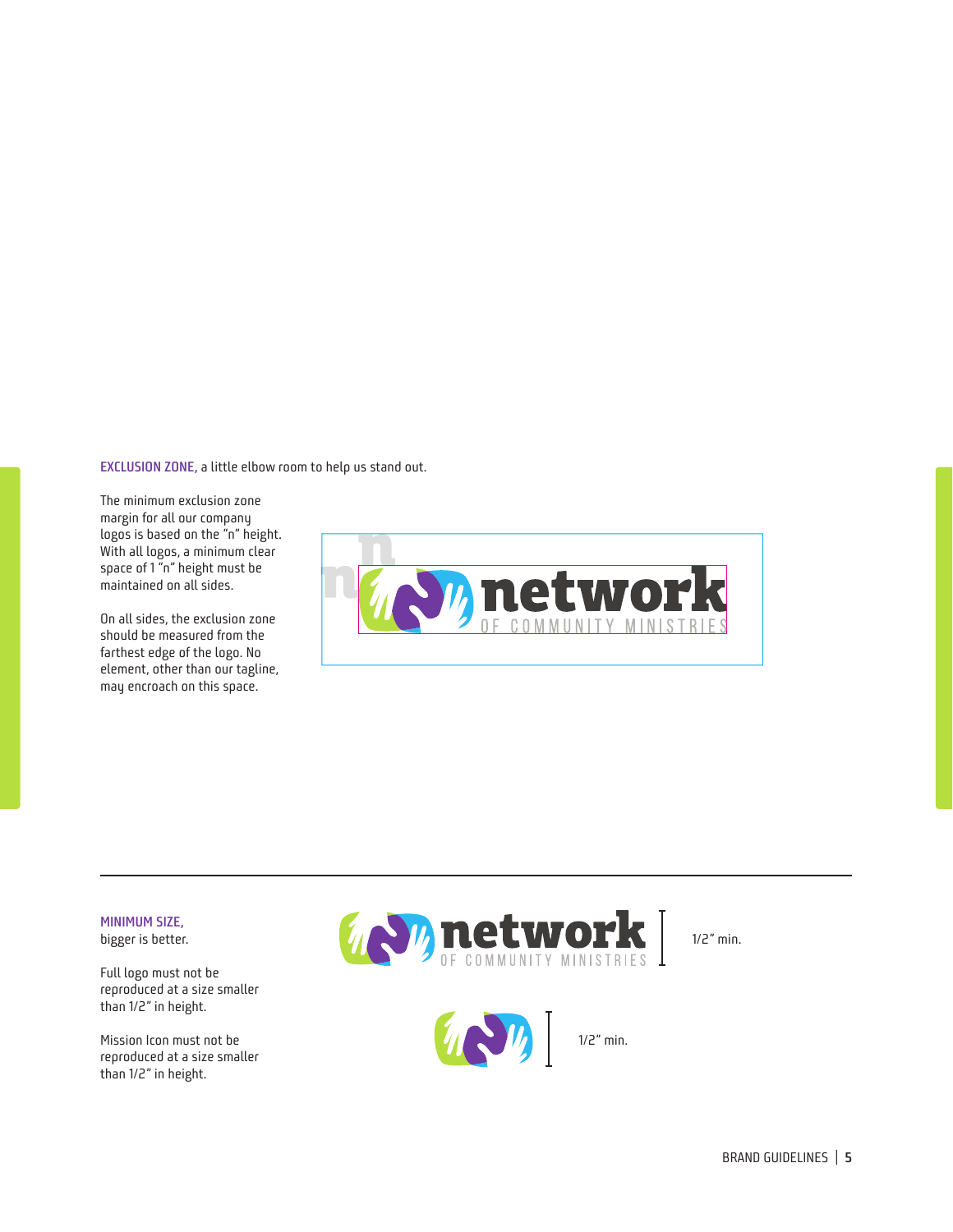**EXCLUSION ZONE,** a little elbow room to help us stand out.

The minimum exclusion zone margin for all our company logos is based on the "n" height. With all logos, a minimum clear space of 1 "n" height must be maintained on all sides.

On all sides, the exclusion zone should be measured from the farthest edge of the logo. No element, other than our tagline, may encroach on this space.

---

**MINIMUM SIZE,**
bigger is better.

Full logo must not be reproduced at a size smaller than 1/2" in height.

Mission Icon must not be reproduced at a size smaller than 1/2" in height.

1/2" min.

1/2" min.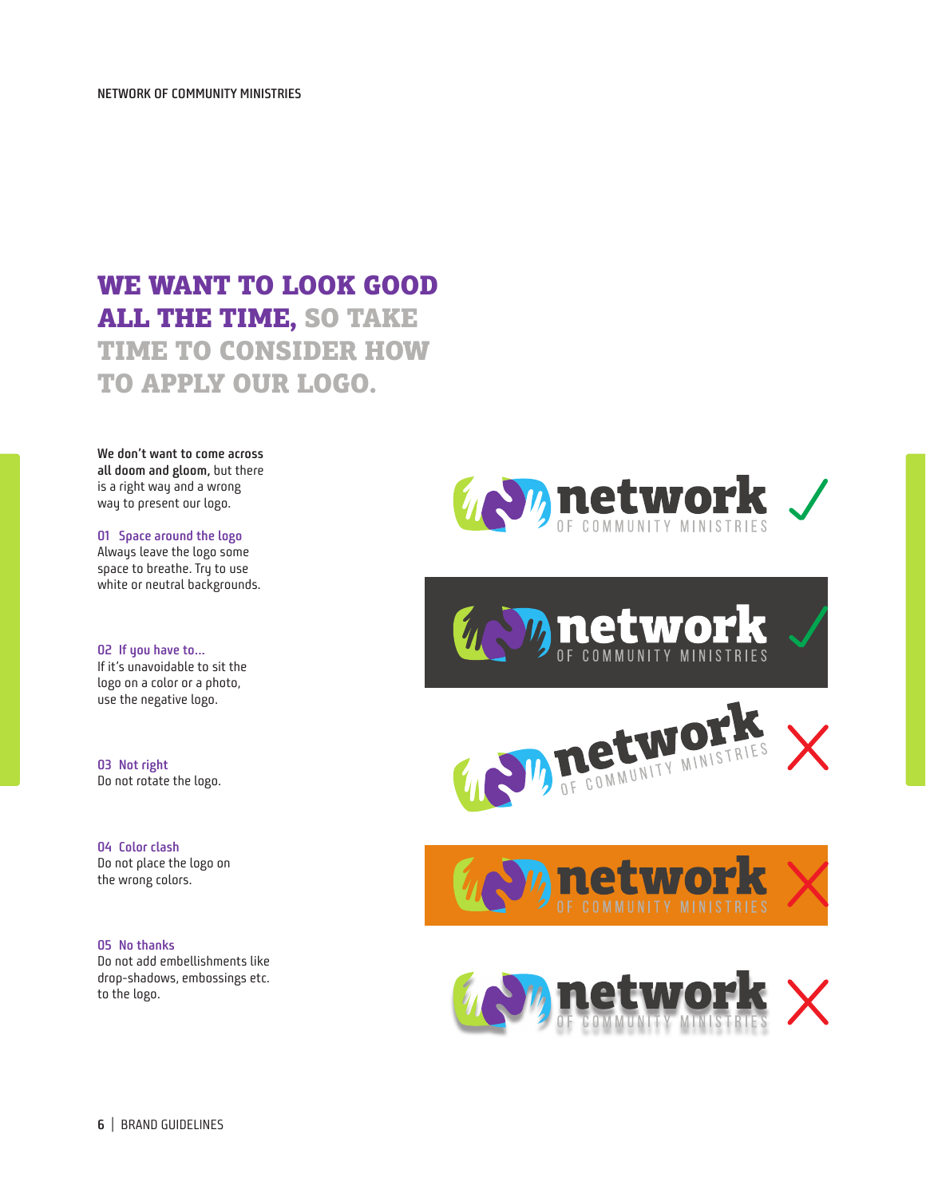# WE WANT TO LOOK GOOD ALL THE TIME, SO TAKE TIME TO CONSIDER HOW TO APPLY OUR LOGO.

**We don't want to come across all doom and gloom,** but there is a right way and a wrong way to present our logo.

**01 Space around the logo**
Always leave the logo some space to breathe. Try to use white or neutral backgrounds.

**02 If you have to...**
If it's unavoidable to sit the logo on a color or a photo, use the negative logo.

**03 Not right**
Do not rotate the logo.

**04 Color clash**
Do not place the logo on the wrong colors.

**05 No thanks**
Do not add embellishments like drop-shadows, embossings etc. to the logo.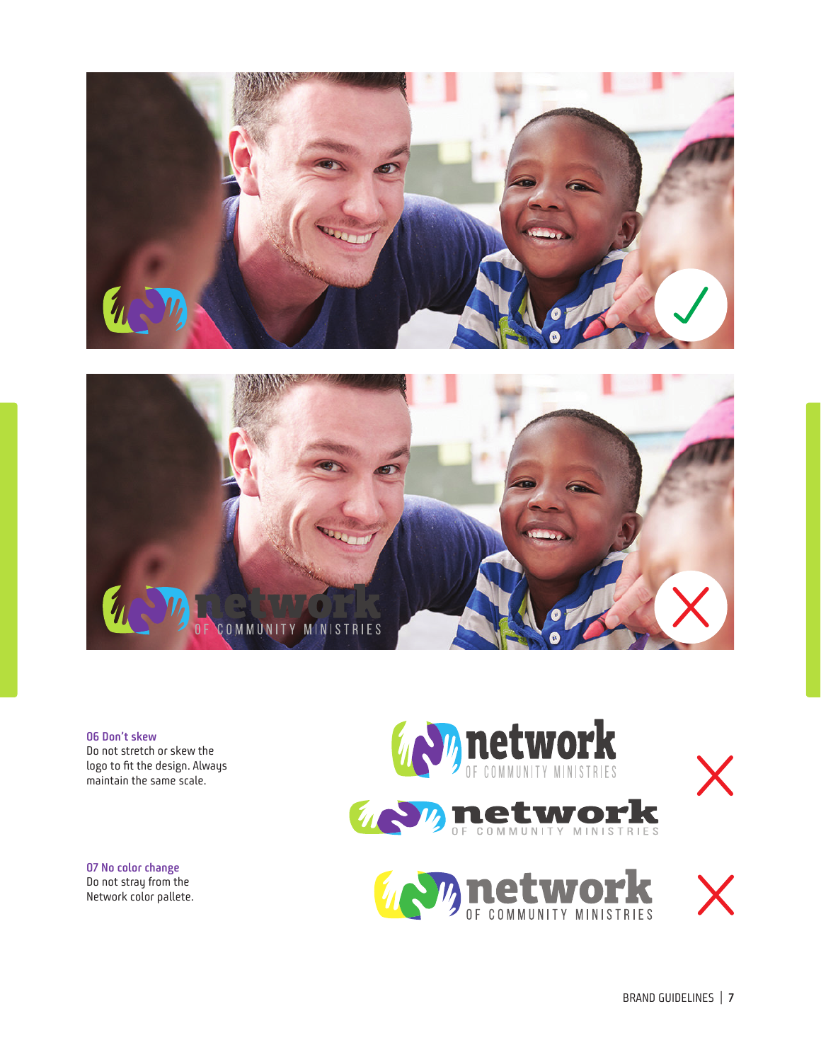### 06 Don't skew

Do not stretch or skew the logo to fit the design. Always maintain the same scale.

### 07 No color change

Do not stray from the Network color pallete.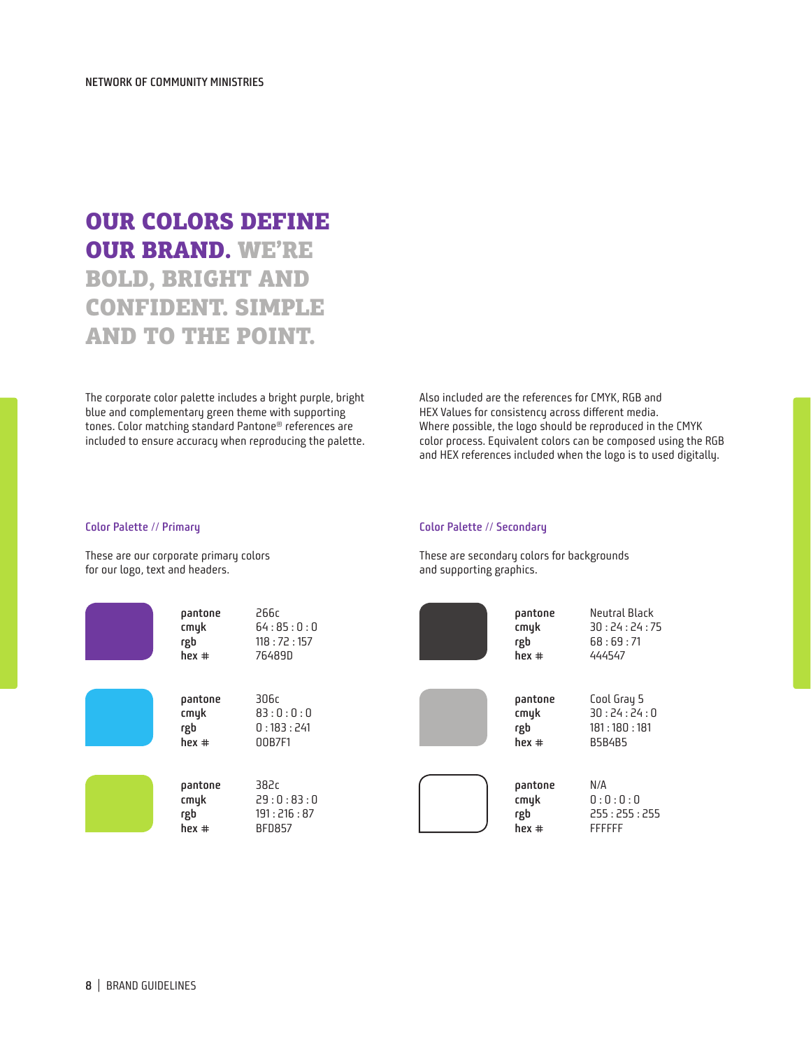# OUR COLORS DEFINE OUR BRAND. WE'RE BOLD, BRIGHT AND CONFIDENT. SIMPLE AND TO THE POINT.

The corporate color palette includes a bright purple, bright blue and complementary green theme with supporting tones. Color matching standard Pantone® references are included to ensure accuracy when reproducing the palette.

Also included are the references for CMYK, RGB and HEX Values for consistency across different media. Where possible, the logo should be reproduced in the CMYK color process. Equivalent colors can be composed using the RGB and HEX references included when the logo is to used digitally.

## Color Palette // Primary

These are our corporate primary colors for our logo, text and headers.

| pantone | cmyk | rgb | hex # |
| --- | --- | --- | --- |
| 266c | 64 : 85 : 0 : 0 | 118 : 72 : 157 | 76489D |
| 306c | 83 : 0 : 0 : 0 | 0 : 183 : 241 | 00B7F1 |
| 382c | 29 : 0 : 83 : 0 | 191 : 216 : 87 | BFD857 |

## Color Palette // Secondary

These are secondary colors for backgrounds and supporting graphics.

| pantone | cmyk | rgb | hex # |
| --- | --- | --- | --- |
| Neutral Black | 30 : 24 : 24 : 75 | 68 : 69 : 71 | 444547 |
| Cool Gray 5 | 30 : 24 : 24 : 0 | 181 : 180 : 181 | B5B4B5 |
| N/A | 0 : 0 : 0 : 0 | 255 : 255 : 255 | FFFFFF |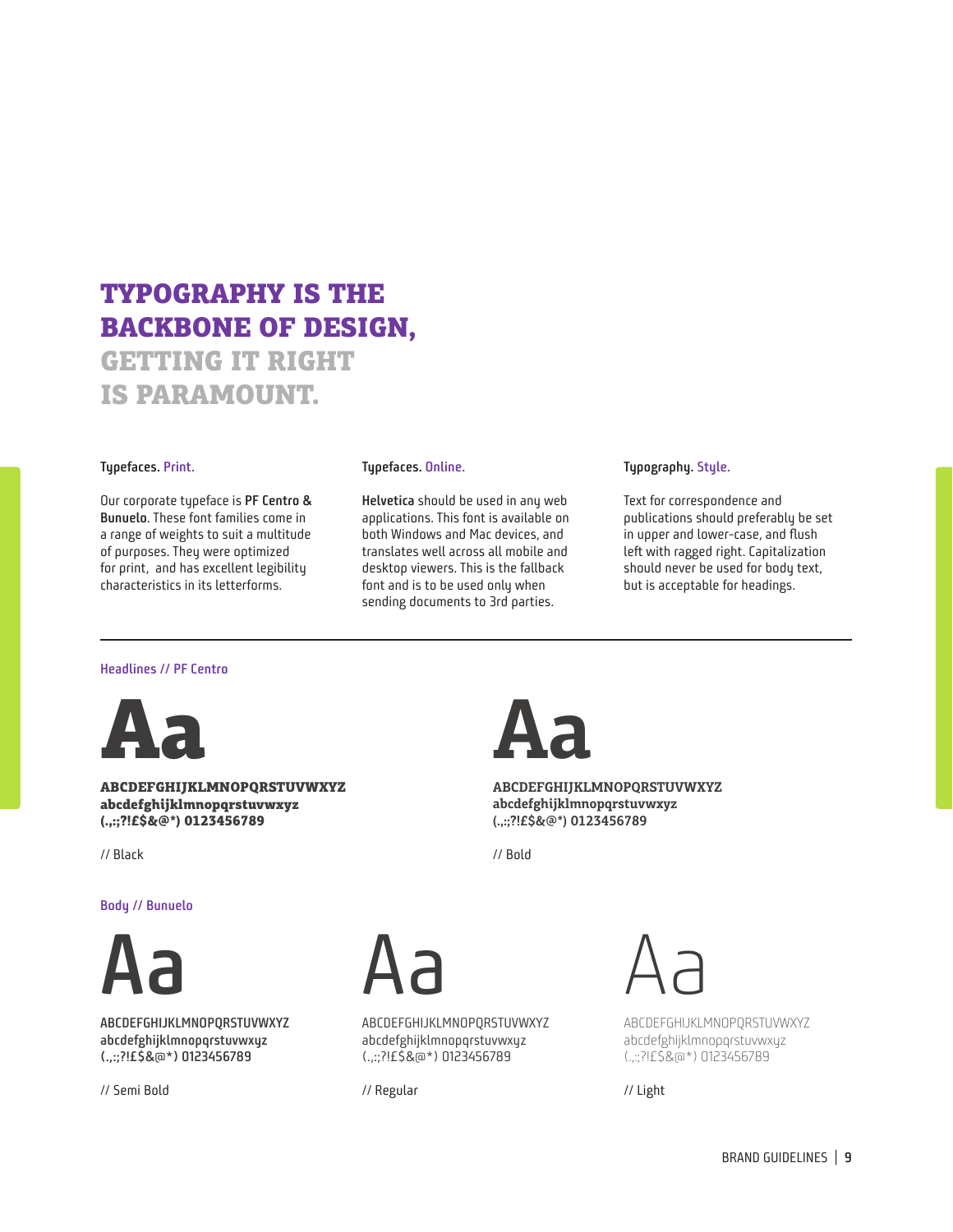# TYPOGRAPHY IS THE BACKBONE OF DESIGN, GETTING IT RIGHT IS PARAMOUNT.

**Typefaces.** Print.

Our corporate typeface is **PF Centro & Bunuelo**. These font families come in a range of weights to suit a multitude of purposes. They were optimized for print, and has excellent legibility characteristics in its letterforms.

**Typefaces.** Online.

**Helvetica** should be used in any web applications. This font is available on both Windows and Mac devices, and translates well across all mobile and desktop viewers. This is the fallback font and is to be used only when sending documents to 3rd parties.

**Typography.** Style.

Text for correspondence and publications should preferably be set in upper and lower-case, and flush left with ragged right. Capitalization should never be used for body text, but is acceptable for headings.

---

### Headlines // PF Centro

**Aa**

**ABCDEFGHIJKLMNOPQRSTUVWXYZ**
**abcdefghijklmnopqrstuvwxyz**
**(.,:;?!£$&@*) 0123456789**

// Black

**Aa**

**ABCDEFGHIJKLMNOPQRSTUVWXYZ**
**abcdefghijklmnopqrstuvwxyz**
**(.,:;?!£$&@*) 0123456789**

// Bold

### Body // Bunuelo

**Aa**

**ABCDEFGHIJKLMNOPQRSTUVWXYZ**
**abcdefghijklmnopqrstuvwxyz**
**(.,:;?!£$&@*) 0123456789**

// Semi Bold

Aa

ABCDEFGHIJKLMNOPQRSTUVWXYZ
abcdefghijklmnopqrstuvwxyz
(.,:;?!£$&@*) 0123456789

// Regular

Aa

ABCDEFGHIJKLMNOPQRSTUVWXYZ
abcdefghijklmnopqrstuvwxyz
(.,:;?!£$&@*) 0123456789

// Light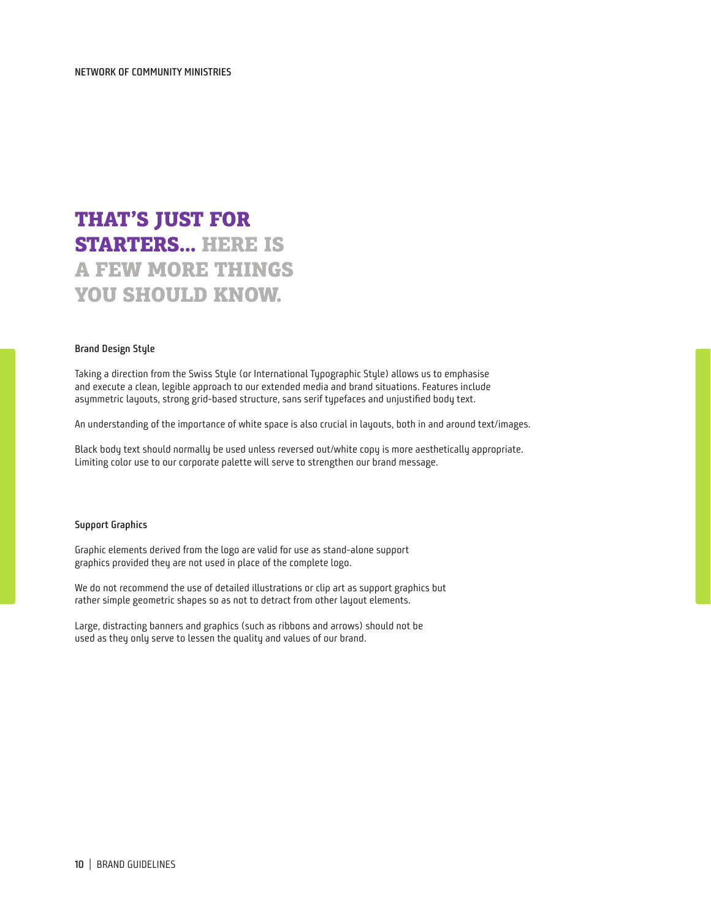# THAT'S JUST FOR STARTERS... HERE IS A FEW MORE THINGS YOU SHOULD KNOW.

### Brand Design Style

Taking a direction from the Swiss Style (or International Typographic Style) allows us to emphasise and execute a clean, legible approach to our extended media and brand situations. Features include asymmetric layouts, strong grid-based structure, sans serif typefaces and unjustified body text.

An understanding of the importance of white space is also crucial in layouts, both in and around text/images.

Black body text should normally be used unless reversed out/white copy is more aesthetically appropriate. Limiting color use to our corporate palette will serve to strengthen our brand message.

### Support Graphics

Graphic elements derived from the logo are valid for use as stand-alone support graphics provided they are not used in place of the complete logo.

We do not recommend the use of detailed illustrations or clip art as support graphics but rather simple geometric shapes so as not to detract from other layout elements.

Large, distracting banners and graphics (such as ribbons and arrows) should not be used as they only serve to lessen the quality and values of our brand.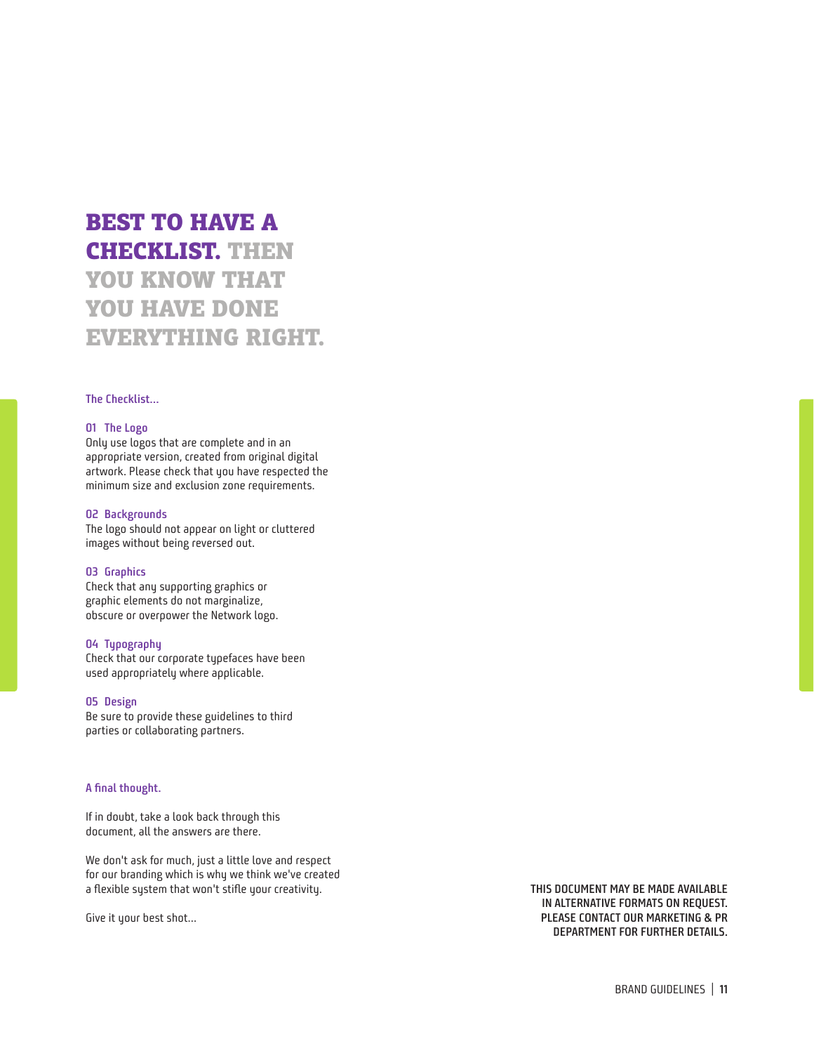# BEST TO HAVE A CHECKLIST. THEN YOU KNOW THAT YOU HAVE DONE EVERYTHING RIGHT.

**The Checklist...**

**01 The Logo**
Only use logos that are complete and in an appropriate version, created from original digital artwork. Please check that you have respected the minimum size and exclusion zone requirements.

**02 Backgrounds**
The logo should not appear on light or cluttered images without being reversed out.

**03 Graphics**
Check that any supporting graphics or graphic elements do not marginalize, obscure or overpower the Network logo.

**04 Typography**
Check that our corporate typefaces have been used appropriately where applicable.

**05 Design**
Be sure to provide these guidelines to third parties or collaborating partners.

**A final thought.**

If in doubt, take a look back through this document, all the answers are there.

We don't ask for much, just a little love and respect for our branding which is why we think we've created a flexible system that won't stifle your creativity.

Give it your best shot...

**THIS DOCUMENT MAY BE MADE AVAILABLE IN ALTERNATIVE FORMATS ON REQUEST. PLEASE CONTACT OUR MARKETING & PR DEPARTMENT FOR FURTHER DETAILS.**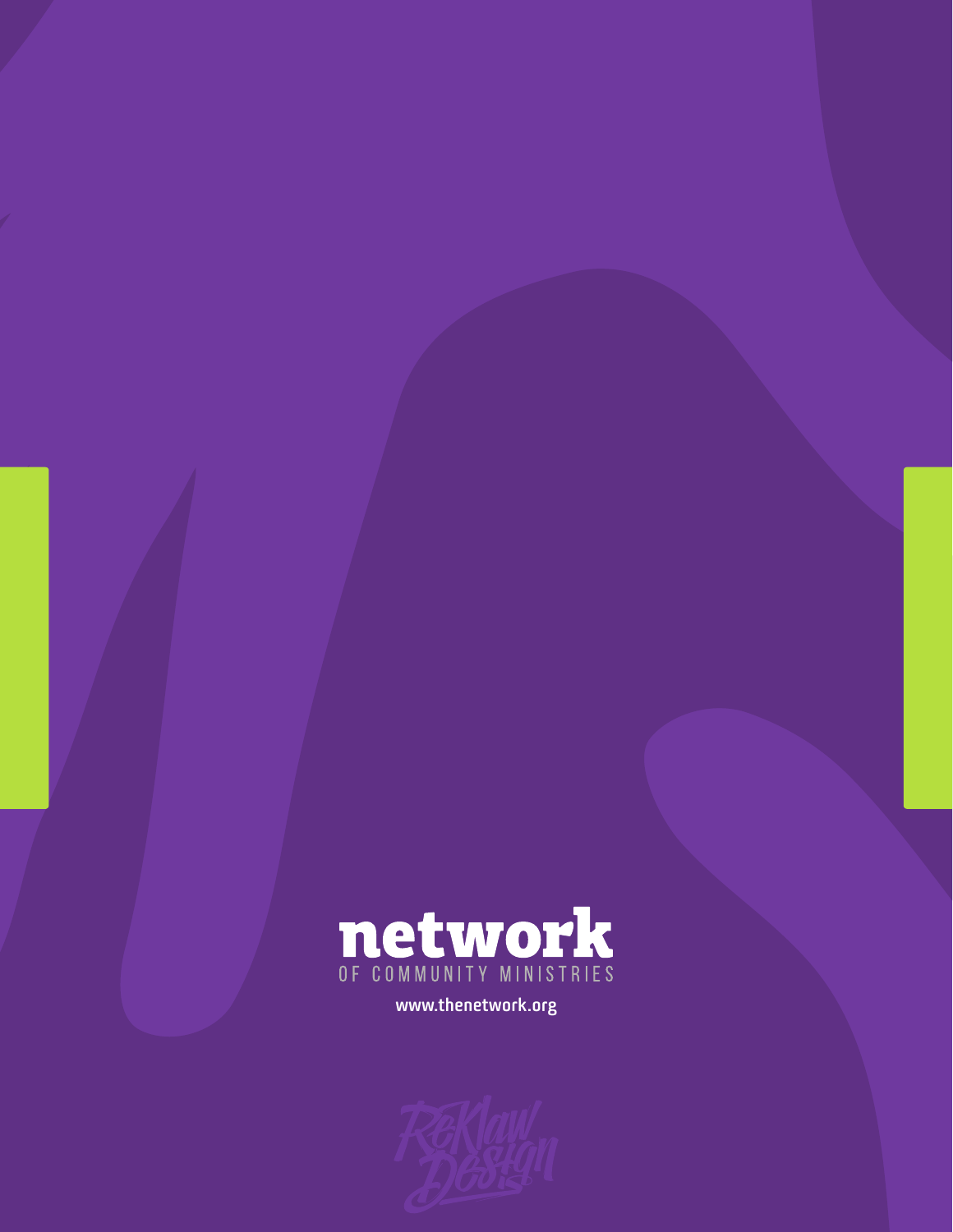network

OF COMMUNITY MINISTRIES

www.thenetwork.org

ReKlaw Design